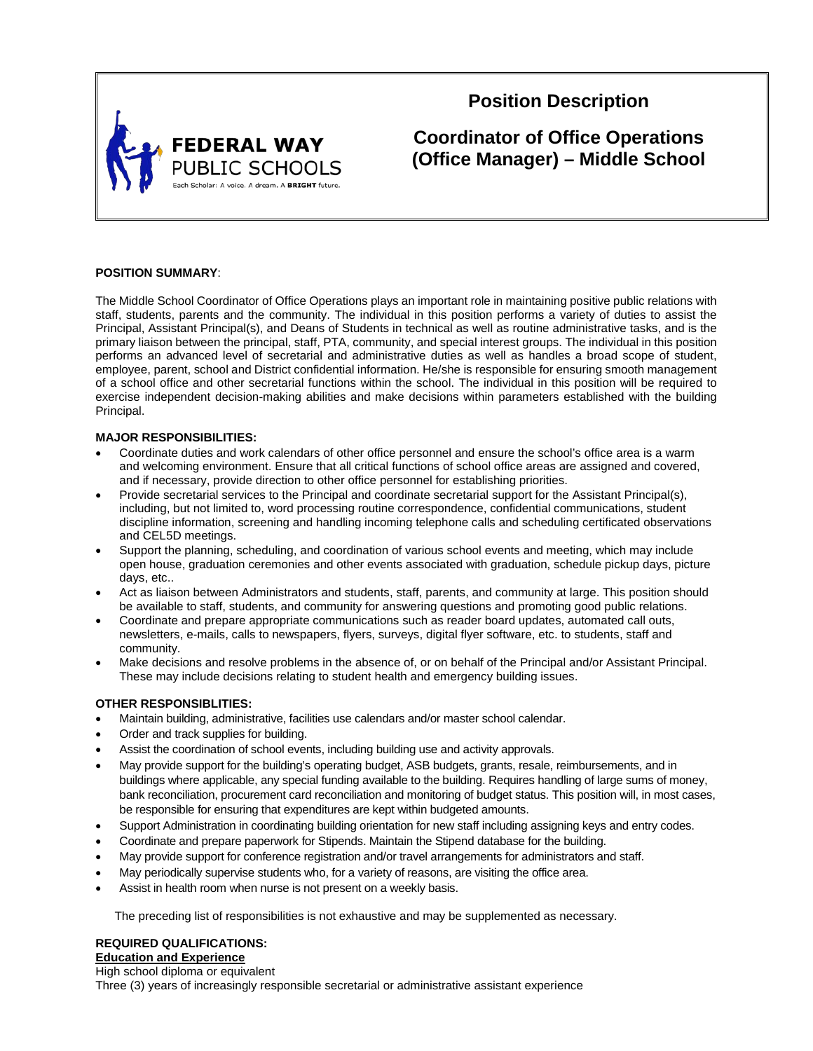FEDERAL WAY PUBLIC SCHOOLS

Each Scholar: A voice. A dream. A **BRIGHT** future.

# Position Description

## Coordinator of Office Operations (Office Manager) – Middle School

**POSITION SUMMARY**:

The Middle School Coordinator of Office Operations plays an important role in maintaining positive public relations with staff, students, parents and the community. The individual in this position performs a variety of duties to assist the Principal, Assistant Principal(s), and Deans of Students in technical as well as routine administrative tasks, and is the primary liaison between the principal, staff, PTA, community, and special interest groups. The individual in this position performs an advanced level of secretarial and administrative duties as well as handles a broad scope of student, employee, parent, school and District confidential information. He/she is responsible for ensuring smooth management of a school office and other secretarial functions within the school. The individual in this position will be required to exercise independent decision-making abilities and make decisions within parameters established with the building Principal.

**MAJOR RESPONSIBILITIES:**

- Coordinate duties and work calendars of other office personnel and ensure the school's office area is a warm and welcoming environment. Ensure that all critical functions of school office areas are assigned and covered, and if necessary, provide direction to other office personnel for establishing priorities.
- Provide secretarial services to the Principal and coordinate secretarial support for the Assistant Principal(s), including, but not limited to, word processing routine correspondence, confidential communications, student discipline information, screening and handling incoming telephone calls and scheduling certificated observations and CEL5D meetings.
- Support the planning, scheduling, and coordination of various school events and meeting, which may include open house, graduation ceremonies and other events associated with graduation, schedule pickup days, picture days, etc..
- Act as liaison between Administrators and students, staff, parents, and community at large. This position should be available to staff, students, and community for answering questions and promoting good public relations.
- Coordinate and prepare appropriate communications such as reader board updates, automated call outs, newsletters, e-mails, calls to newspapers, flyers, surveys, digital flyer software, etc. to students, staff and community.
- Make decisions and resolve problems in the absence of, or on behalf of the Principal and/or Assistant Principal. These may include decisions relating to student health and emergency building issues.

**OTHER RESPONSIBLITIES:**

- Maintain building, administrative, facilities use calendars and/or master school calendar.
- Order and track supplies for building.
- Assist the coordination of school events, including building use and activity approvals.
- May provide support for the building's operating budget, ASB budgets, grants, resale, reimbursements, and in buildings where applicable, any special funding available to the building. Requires handling of large sums of money, bank reconciliation, procurement card reconciliation and monitoring of budget status. This position will, in most cases, be responsible for ensuring that expenditures are kept within budgeted amounts.
- Support Administration in coordinating building orientation for new staff including assigning keys and entry codes.
- Coordinate and prepare paperwork for Stipends. Maintain the Stipend database for the building.
- May provide support for conference registration and/or travel arrangements for administrators and staff.
- May periodically supervise students who, for a variety of reasons, are visiting the office area.
- Assist in health room when nurse is not present on a weekly basis.

The preceding list of responsibilities is not exhaustive and may be supplemented as necessary.

**REQUIRED QUALIFICATIONS:**

**Education and Experience**

High school diploma or equivalent

Three (3) years of increasingly responsible secretarial or administrative assistant experience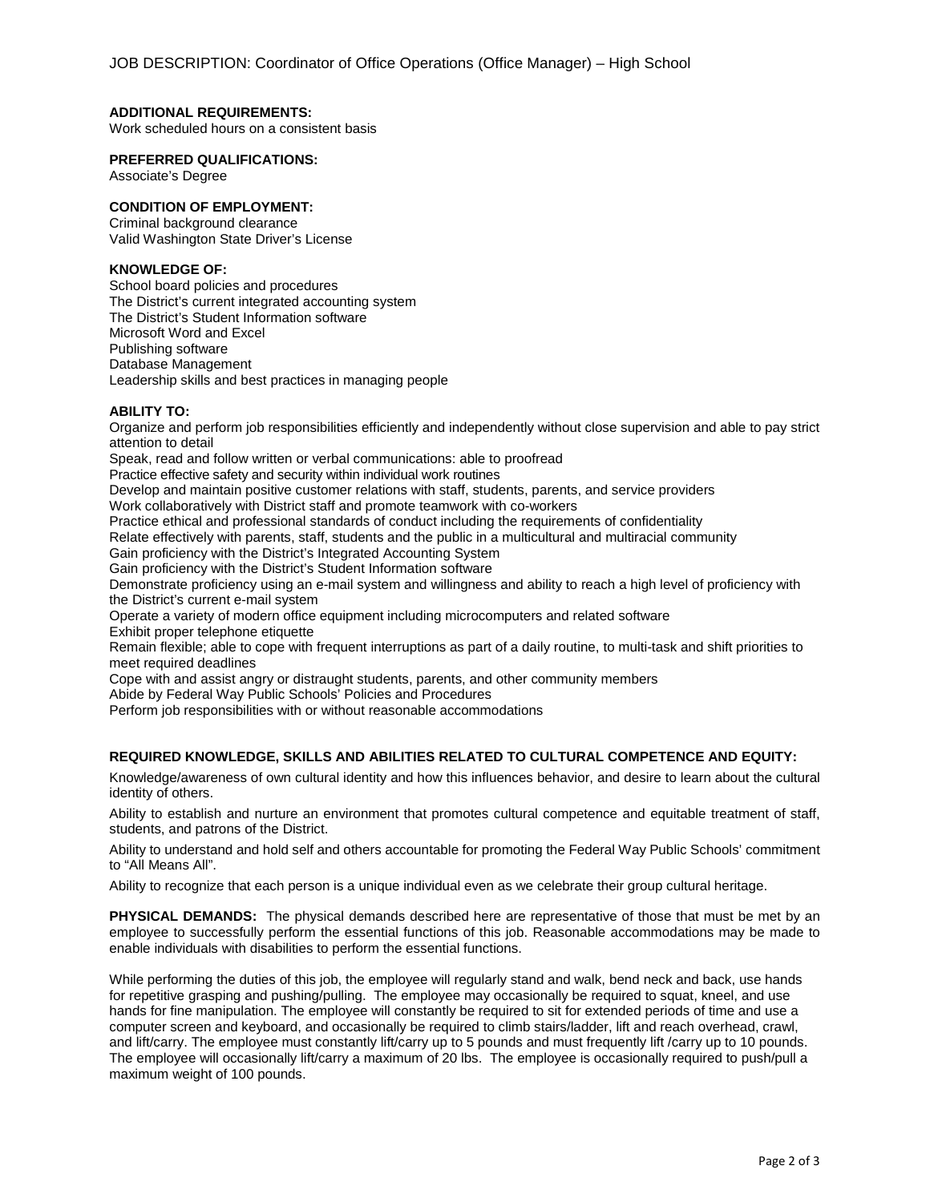**ADDITIONAL REQUIREMENTS:**
Work scheduled hours on a consistent basis

**PREFERRED QUALIFICATIONS:**
Associate's Degree

**CONDITION OF EMPLOYMENT:**
Criminal background clearance
Valid Washington State Driver's License

**KNOWLEDGE OF:**
School board policies and procedures
The District's current integrated accounting system
The District's Student Information software
Microsoft Word and Excel
Publishing software
Database Management
Leadership skills and best practices in managing people

**ABILITY TO:**
Organize and perform job responsibilities efficiently and independently without close supervision and able to pay strict attention to detail
Speak, read and follow written or verbal communications: able to proofread
Practice effective safety and security within individual work routines
Develop and maintain positive customer relations with staff, students, parents, and service providers
Work collaboratively with District staff and promote teamwork with co-workers
Practice ethical and professional standards of conduct including the requirements of confidentiality
Relate effectively with parents, staff, students and the public in a multicultural and multiracial community
Gain proficiency with the District's Integrated Accounting System
Gain proficiency with the District's Student Information software
Demonstrate proficiency using an e-mail system and willingness and ability to reach a high level of proficiency with the District's current e-mail system
Operate a variety of modern office equipment including microcomputers and related software
Exhibit proper telephone etiquette
Remain flexible; able to cope with frequent interruptions as part of a daily routine, to multi-task and shift priorities to meet required deadlines
Cope with and assist angry or distraught students, parents, and other community members
Abide by Federal Way Public Schools' Policies and Procedures
Perform job responsibilities with or without reasonable accommodations

**REQUIRED KNOWLEDGE, SKILLS AND ABILITIES RELATED TO CULTURAL COMPETENCE AND EQUITY:**

Knowledge/awareness of own cultural identity and how this influences behavior, and desire to learn about the cultural identity of others.

Ability to establish and nurture an environment that promotes cultural competence and equitable treatment of staff, students, and patrons of the District.

Ability to understand and hold self and others accountable for promoting the Federal Way Public Schools' commitment to "All Means All".

Ability to recognize that each person is a unique individual even as we celebrate their group cultural heritage.

**PHYSICAL DEMANDS:** The physical demands described here are representative of those that must be met by an employee to successfully perform the essential functions of this job. Reasonable accommodations may be made to enable individuals with disabilities to perform the essential functions.

While performing the duties of this job, the employee will regularly stand and walk, bend neck and back, use hands for repetitive grasping and pushing/pulling. The employee may occasionally be required to squat, kneel, and use hands for fine manipulation. The employee will constantly be required to sit for extended periods of time and use a computer screen and keyboard, and occasionally be required to climb stairs/ladder, lift and reach overhead, crawl, and lift/carry. The employee must constantly lift/carry up to 5 pounds and must frequently lift /carry up to 10 pounds. The employee will occasionally lift/carry a maximum of 20 lbs. The employee is occasionally required to push/pull a maximum weight of 100 pounds.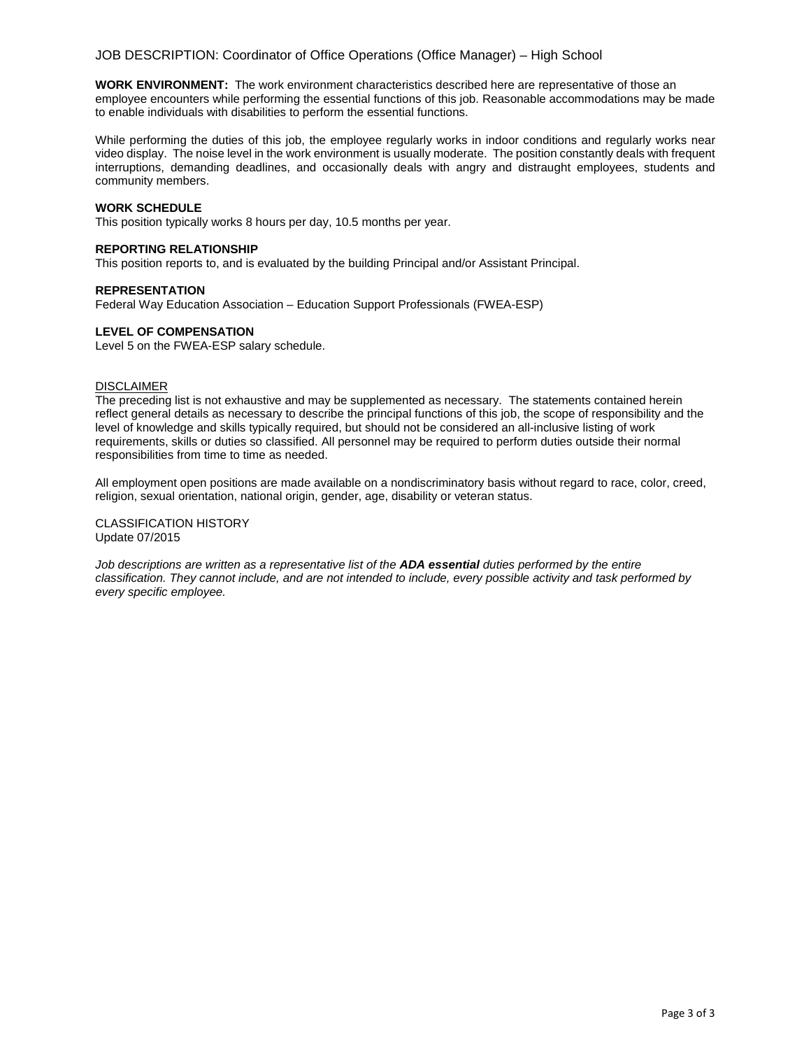JOB DESCRIPTION: Coordinator of Office Operations (Office Manager) – High School

**WORK ENVIRONMENT:** The work environment characteristics described here are representative of those an employee encounters while performing the essential functions of this job. Reasonable accommodations may be made to enable individuals with disabilities to perform the essential functions.

While performing the duties of this job, the employee regularly works in indoor conditions and regularly works near video display. The noise level in the work environment is usually moderate. The position constantly deals with frequent interruptions, demanding deadlines, and occasionally deals with angry and distraught employees, students and community members.

**WORK SCHEDULE**

This position typically works 8 hours per day, 10.5 months per year.

**REPORTING RELATIONSHIP**

This position reports to, and is evaluated by the building Principal and/or Assistant Principal.

**REPRESENTATION**

Federal Way Education Association – Education Support Professionals (FWEA-ESP)

**LEVEL OF COMPENSATION**

Level 5 on the FWEA-ESP salary schedule.

DISCLAIMER

The preceding list is not exhaustive and may be supplemented as necessary. The statements contained herein reflect general details as necessary to describe the principal functions of this job, the scope of responsibility and the level of knowledge and skills typically required, but should not be considered an all-inclusive listing of work requirements, skills or duties so classified. All personnel may be required to perform duties outside their normal responsibilities from time to time as needed.

All employment open positions are made available on a nondiscriminatory basis without regard to race, color, creed, religion, sexual orientation, national origin, gender, age, disability or veteran status.

CLASSIFICATION HISTORY
Update 07/2015

*Job descriptions are written as a representative list of the* ***ADA essential*** *duties performed by the entire classification. They cannot include, and are not intended to include, every possible activity and task performed by every specific employee.*